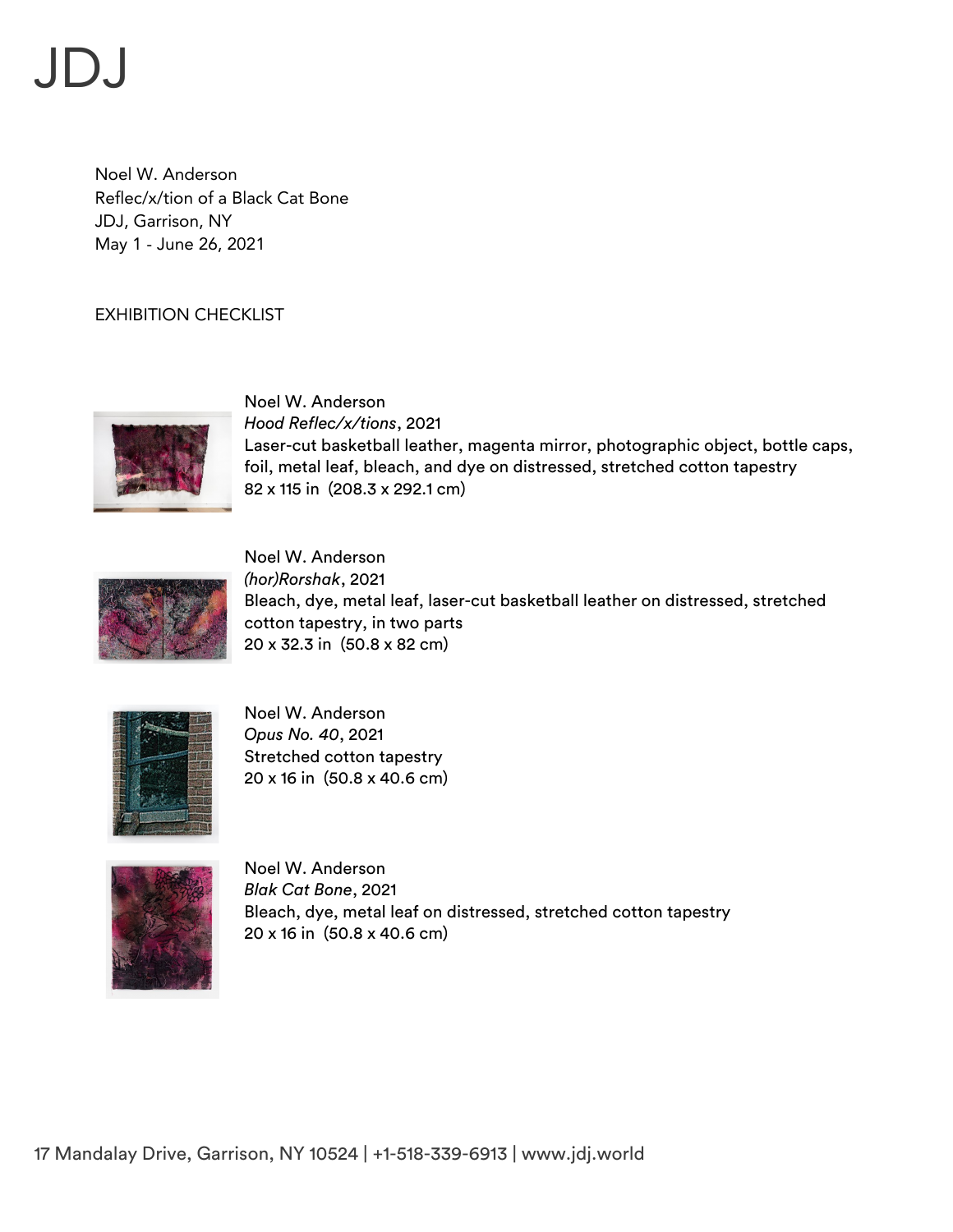# JDJ

Noel W. Anderson
Reflec/x/tion of a Black Cat Bone
JDJ, Garrison, NY
May 1 - June 26, 2021

EXHIBITION CHECKLIST

Noel W. Anderson
*Hood Reflec/x/tions*, 2021
Laser-cut basketball leather, magenta mirror, photographic object, bottle caps, foil, metal leaf, bleach, and dye on distressed, stretched cotton tapestry
82 x 115 in (208.3 x 292.1 cm)

Noel W. Anderson
*(hor)Rorshak*, 2021
Bleach, dye, metal leaf, laser-cut basketball leather on distressed, stretched cotton tapestry, in two parts
20 x 32.3 in (50.8 x 82 cm)

Noel W. Anderson
*Opus No. 40*, 2021
Stretched cotton tapestry
20 x 16 in (50.8 x 40.6 cm)

Noel W. Anderson
*Blak Cat Bone*, 2021
Bleach, dye, metal leaf on distressed, stretched cotton tapestry
20 x 16 in (50.8 x 40.6 cm)

17 Mandalay Drive, Garrison, NY 10524 | +1-518-339-6913 | www.jdj.world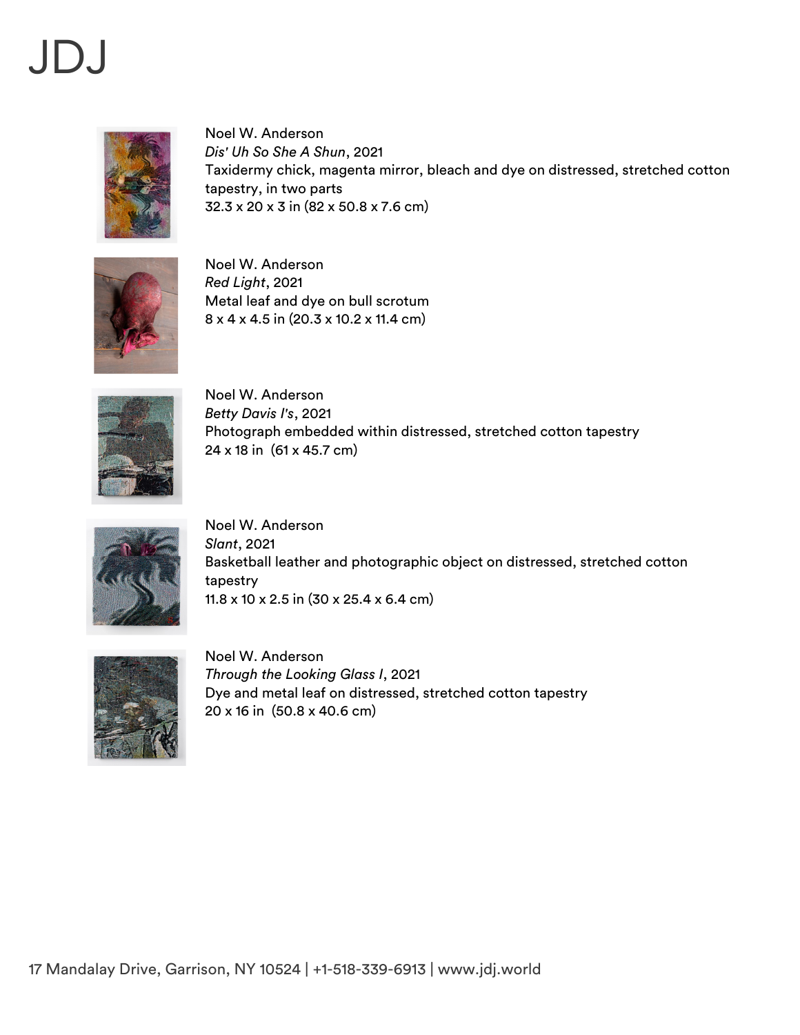Noel W. Anderson
*Dis' Uh So She A Shun*, 2021
Taxidermy chick, magenta mirror, bleach and dye on distressed, stretched cotton tapestry, in two parts
32.3 x 20 x 3 in (82 x 50.8 x 7.6 cm)

Noel W. Anderson
*Red Light*, 2021
Metal leaf and dye on bull scrotum
8 x 4 x 4.5 in (20.3 x 10.2 x 11.4 cm)

Noel W. Anderson
*Betty Davis I's*, 2021
Photograph embedded within distressed, stretched cotton tapestry
24 x 18 in (61 x 45.7 cm)

Noel W. Anderson
*Slant*, 2021
Basketball leather and photographic object on distressed, stretched cotton tapestry
11.8 x 10 x 2.5 in (30 x 25.4 x 6.4 cm)

Noel W. Anderson
*Through the Looking Glass I*, 2021
Dye and metal leaf on distressed, stretched cotton tapestry
20 x 16 in (50.8 x 40.6 cm)